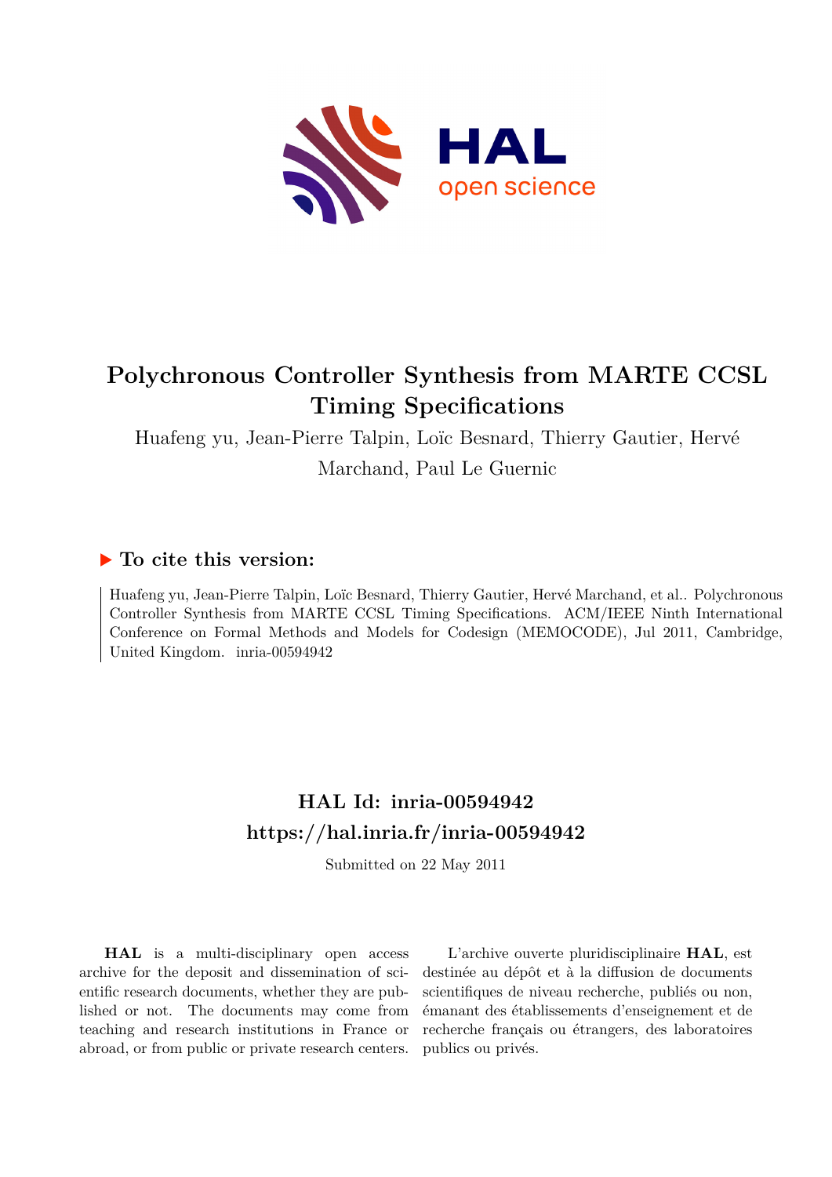# Polychronous Controller Synthesis from MARTE CCSL Timing Specifications

Huafeng yu, Jean-Pierre Talpin, Loïc Besnard, Thierry Gautier, Hervé Marchand, Paul Le Guernic

## ▶ To cite this version:

Huafeng yu, Jean-Pierre Talpin, Loïc Besnard, Thierry Gautier, Hervé Marchand, et al.. Polychronous Controller Synthesis from MARTE CCSL Timing Specifications. ACM/IEEE Ninth International Conference on Formal Methods and Models for Codesign (MEMOCODE), Jul 2011, Cambridge, United Kingdom. inria-00594942

## HAL Id: inria-00594942
## https://hal.inria.fr/inria-00594942

Submitted on 22 May 2011

**HAL** is a multi-disciplinary open access archive for the deposit and dissemination of scientific research documents, whether they are published or not. The documents may come from teaching and research institutions in France or abroad, or from public or private research centers.

L'archive ouverte pluridisciplinaire **HAL**, est destinée au dépôt et à la diffusion de documents scientifiques de niveau recherche, publiés ou non, émanant des établissements d'enseignement et de recherche français ou étrangers, des laboratoires publics ou privés.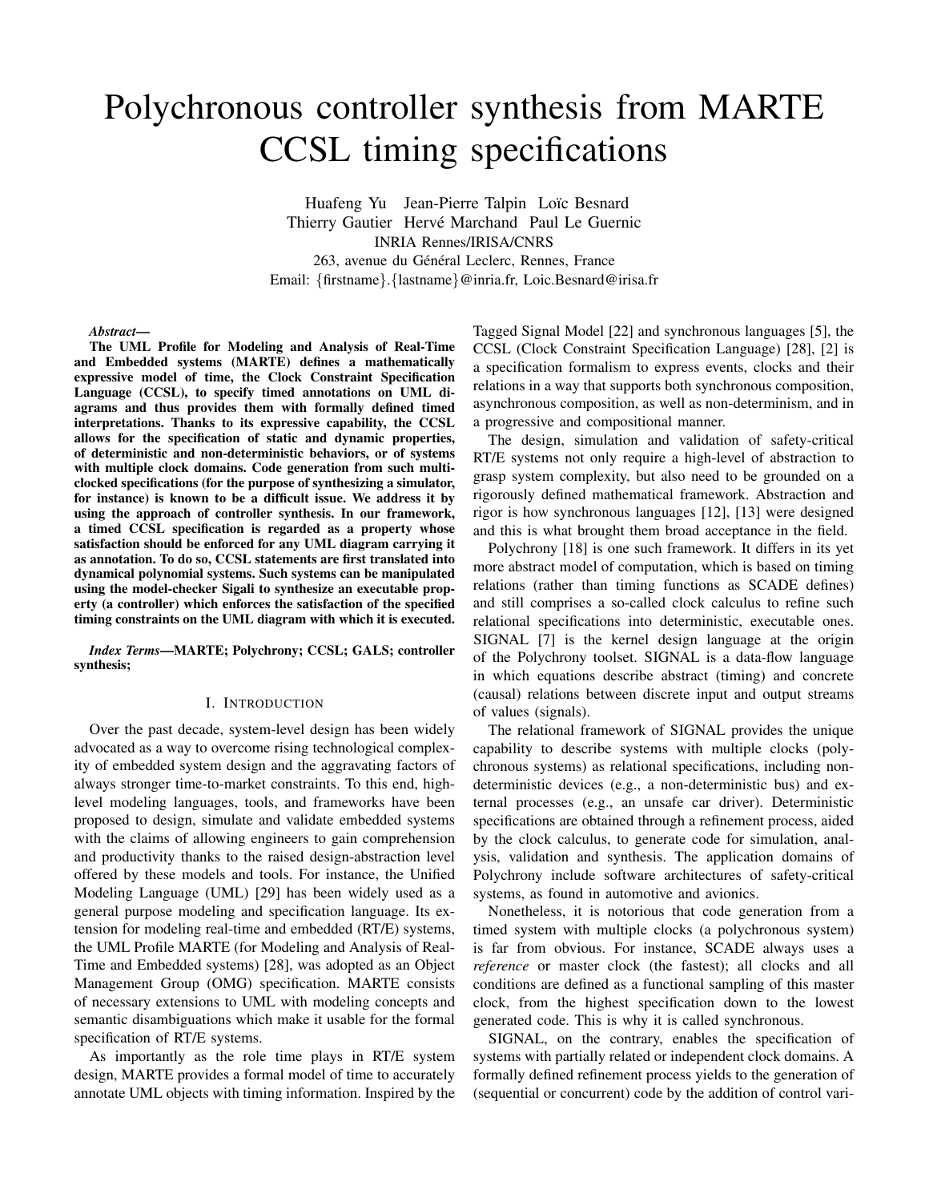# Polychronous controller synthesis from MARTE CCSL timing specifications

Huafeng Yu Jean-Pierre Talpin Loïc Besnard
Thierry Gautier Hervé Marchand Paul Le Guernic
INRIA Rennes/IRISA/CNRS
263, avenue du Général Leclerc, Rennes, France
Email: {firstname}.{lastname}@inria.fr, Loic.Besnard@irisa.fr

***Abstract*—**
**The UML Profile for Modeling and Analysis of Real-Time and Embedded systems (MARTE) defines a mathematically expressive model of time, the Clock Constraint Specification Language (CCSL), to specify timed annotations on UML diagrams and thus provides them with formally defined timed interpretations. Thanks to its expressive capability, the CCSL allows for the specification of static and dynamic properties, of deterministic and non-deterministic behaviors, or of systems with multiple clock domains. Code generation from such multi-clocked specifications (for the purpose of synthesizing a simulator, for instance) is known to be a difficult issue. We address it by using the approach of controller synthesis. In our framework, a timed CCSL specification is regarded as a property whose satisfaction should be enforced for any UML diagram carrying it as annotation. To do so, CCSL statements are first translated into dynamical polynomial systems. Such systems can be manipulated using the model-checker Sigali to synthesize an executable property (a controller) which enforces the satisfaction of the specified timing constraints on the UML diagram with which it is executed.**

***Index Terms*—MARTE; Polychrony; CCSL; GALS; controller synthesis;**

## I. Introduction

Over the past decade, system-level design has been widely advocated as a way to overcome rising technological complexity of embedded system design and the aggravating factors of always stronger time-to-market constraints. To this end, high-level modeling languages, tools, and frameworks have been proposed to design, simulate and validate embedded systems with the claims of allowing engineers to gain comprehension and productivity thanks to the raised design-abstraction level offered by these models and tools. For instance, the Unified Modeling Language (UML) [29] has been widely used as a general purpose modeling and specification language. Its extension for modeling real-time and embedded (RT/E) systems, the UML Profile MARTE (for Modeling and Analysis of Real-Time and Embedded systems) [28], was adopted as an Object Management Group (OMG) specification. MARTE consists of necessary extensions to UML with modeling concepts and semantic disambiguations which make it usable for the formal specification of RT/E systems.

As importantly as the role time plays in RT/E system design, MARTE provides a formal model of time to accurately annotate UML objects with timing information. Inspired by the Tagged Signal Model [22] and synchronous languages [5], the CCSL (Clock Constraint Specification Language) [28], [2] is a specification formalism to express events, clocks and their relations in a way that supports both synchronous composition, asynchronous composition, as well as non-determinism, and in a progressive and compositional manner.

The design, simulation and validation of safety-critical RT/E systems not only require a high-level of abstraction to grasp system complexity, but also need to be grounded on a rigorously defined mathematical framework. Abstraction and rigor is how synchronous languages [12], [13] were designed and this is what brought them broad acceptance in the field.

Polychrony [18] is one such framework. It differs in its yet more abstract model of computation, which is based on timing relations (rather than timing functions as SCADE defines) and still comprises a so-called clock calculus to refine such relational specifications into deterministic, executable ones. SIGNAL [7] is the kernel design language at the origin of the Polychrony toolset. SIGNAL is a data-flow language in which equations describe abstract (timing) and concrete (causal) relations between discrete input and output streams of values (signals).

The relational framework of SIGNAL provides the unique capability to describe systems with multiple clocks (polychronous systems) as relational specifications, including non-deterministic devices (e.g., a non-deterministic bus) and external processes (e.g., an unsafe car driver). Deterministic specifications are obtained through a refinement process, aided by the clock calculus, to generate code for simulation, analysis, validation and synthesis. The application domains of Polychrony include software architectures of safety-critical systems, as found in automotive and avionics.

Nonetheless, it is notorious that code generation from a timed system with multiple clocks (a polychronous system) is far from obvious. For instance, SCADE always uses a *reference* or master clock (the fastest); all clocks and all conditions are defined as a functional sampling of this master clock, from the highest specification down to the lowest generated code. This is why it is called synchronous.

SIGNAL, on the contrary, enables the specification of systems with partially related or independent clock domains. A formally defined refinement process yields to the generation of (sequential or concurrent) code by the addition of control vari-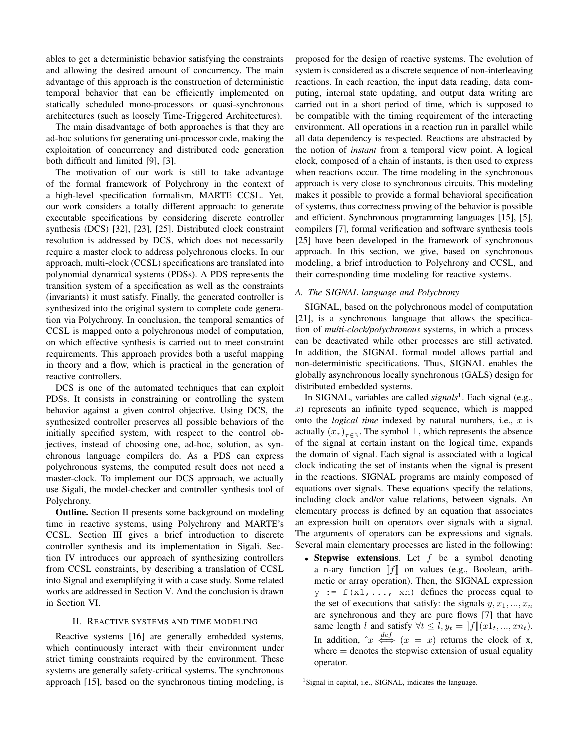ables to get a deterministic behavior satisfying the constraints and allowing the desired amount of concurrency. The main advantage of this approach is the construction of deterministic temporal behavior that can be efficiently implemented on statically scheduled mono-processors or quasi-synchronous architectures (such as loosely Time-Triggered Architectures).

The main disadvantage of both approaches is that they are ad-hoc solutions for generating uni-processor code, making the exploitation of concurrency and distributed code generation both difficult and limited [9], [3].

The motivation of our work is still to take advantage of the formal framework of Polychrony in the context of a high-level specification formalism, MARTE CCSL. Yet, our work considers a totally different approach: to generate executable specifications by considering discrete controller synthesis (DCS) [32], [23], [25]. Distributed clock constraint resolution is addressed by DCS, which does not necessarily require a master clock to address polychronous clocks. In our approach, multi-clock (CCSL) specifications are translated into polynomial dynamical systems (PDSs). A PDS represents the transition system of a specification as well as the constraints (invariants) it must satisfy. Finally, the generated controller is synthesized into the original system to complete code generation via Polychrony. In conclusion, the temporal semantics of CCSL is mapped onto a polychronous model of computation, on which effective synthesis is carried out to meet constraint requirements. This approach provides both a useful mapping in theory and a flow, which is practical in the generation of reactive controllers.

DCS is one of the automated techniques that can exploit PDSs. It consists in constraining or controlling the system behavior against a given control objective. Using DCS, the synthesized controller preserves all possible behaviors of the initially specified system, with respect to the control objectives, instead of choosing one, ad-hoc, solution, as synchronous language compilers do. As a PDS can express polychronous systems, the computed result does not need a master-clock. To implement our DCS approach, we actually use Sigali, the model-checker and controller synthesis tool of Polychrony.

**Outline.** Section II presents some background on modeling time in reactive systems, using Polychrony and MARTE's CCSL. Section III gives a brief introduction to discrete controller synthesis and its implementation in Sigali. Section IV introduces our approach of synthesizing controllers from CCSL constraints, by describing a translation of CCSL into Signal and exemplifying it with a case study. Some related works are addressed in Section V. And the conclusion is drawn in Section VI.

## II. Reactive systems and time modeling

Reactive systems [16] are generally embedded systems, which continuously interact with their environment under strict timing constraints required by the environment. These systems are generally safety-critical systems. The synchronous approach [15], based on the synchronous timing modeling, is proposed for the design of reactive systems. The evolution of system is considered as a discrete sequence of non-interleaving reactions. In each reaction, the input data reading, data computing, internal state updating, and output data writing are carried out in a short period of time, which is supposed to be compatible with the timing requirement of the interacting environment. All operations in a reaction run in parallel while all data dependency is respected. Reactions are abstracted by the notion of *instant* from a temporal view point. A logical clock, composed of a chain of instants, is then used to express when reactions occur. The time modeling in the synchronous approach is very close to synchronous circuits. This modeling makes it possible to provide a formal behavioral specification of systems, thus correctness proving of the behavior is possible and efficient. Synchronous programming languages [15], [5], compilers [7], formal verification and software synthesis tools [25] have been developed in the framework of synchronous approach. In this section, we give, based on synchronous modeling, a brief introduction to Polychrony and CCSL, and their corresponding time modeling for reactive systems.

### A. The SIGNAL language and Polychrony

SIGNAL, based on the polychronous model of computation [21], is a synchronous language that allows the specification of *multi-clock/polychronous* systems, in which a process can be deactivated while other processes are still activated. In addition, the SIGNAL formal model allows partial and non-deterministic specifications. Thus, SIGNAL enables the globally asynchronous locally synchronous (GALS) design for distributed embedded systems.

In SIGNAL, variables are called *signals*[1]. Each signal (e.g., $x$) represents an infinite typed sequence, which is mapped onto the *logical time* indexed by natural numbers, i.e., $x$ is actually $(x_\tau)_{\tau \in \mathbb{N}}$. The symbol $\perp$, which represents the absence of the signal at certain instant on the logical time, expands the domain of signal. Each signal is associated with a logical clock indicating the set of instants when the signal is present in the reactions. SIGNAL programs are mainly composed of equations over signals. These equations specify the relations, including clock and/or value relations, between signals. An elementary process is defined by an equation that associates an expression built on operators over signals with a signal. The arguments of operators can be expressions and signals. Several main elementary processes are listed in the following:

- **Stepwise extensions**. Let $f$ be a symbol denoting a n-ary function $[\![f]\!]$ on values (e.g., Boolean, arithmetic or array operation). Then, the SIGNAL expression `y := f(x1,..., xn)` defines the process equal to the set of executions that satisfy: the signals $y, x_1, ..., x_n$ are synchronous and they are pure flows [7] that have same length $l$ and satisfy $\forall t \leq l, y_t = [\![f]\!](x1_t, ..., xn_t)$. In addition, $\hat{}x \overset{def}{\iff} (x = x)$ returns the clock of x, where $=$ denotes the stepwise extension of usual equality operator.

[1] Signal in capital, i.e., SIGNAL, indicates the language.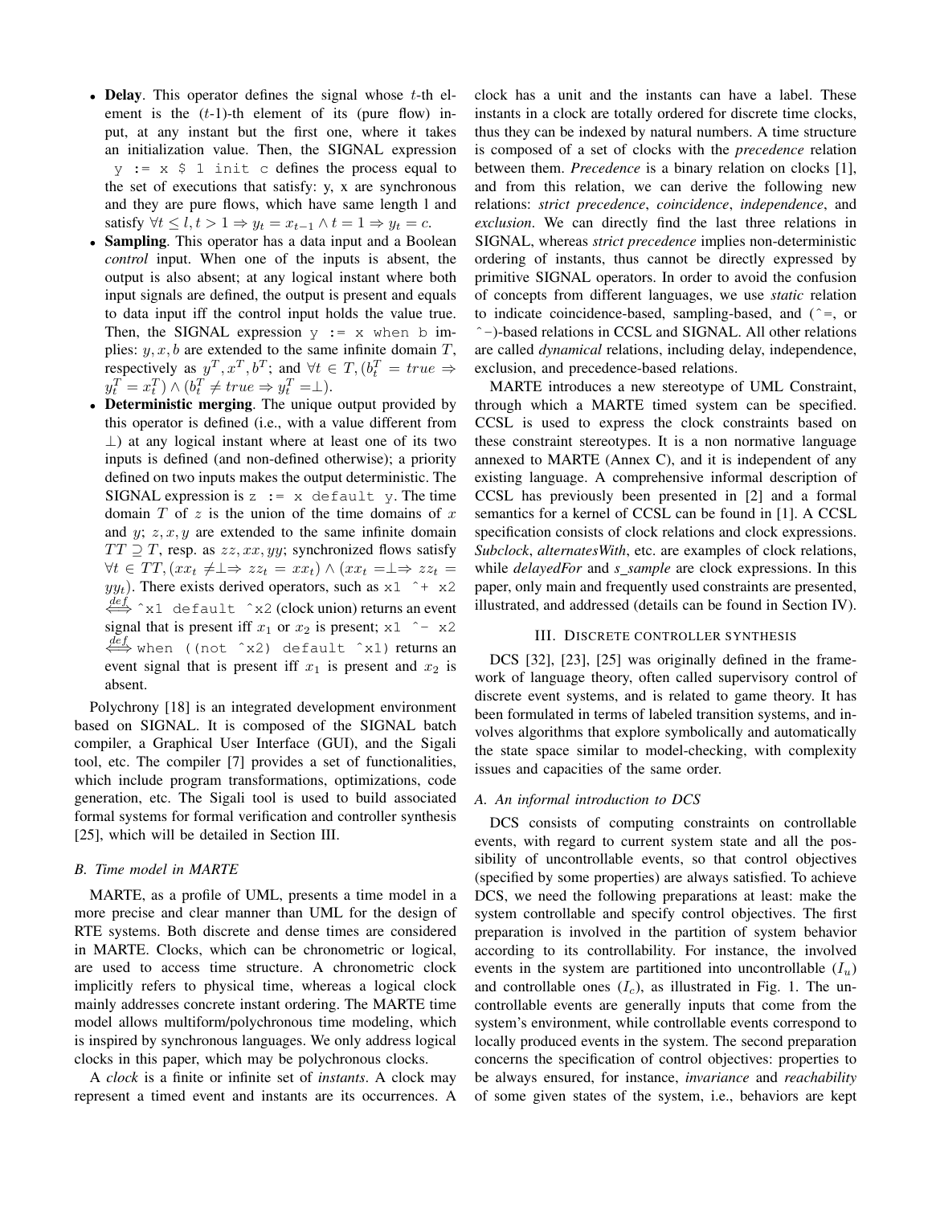- **Delay**. This operator defines the signal whose $t$-th element is the ($t$-1)-th element of its (pure flow) input, at any instant but the first one, where it takes an initialization value. Then, the SIGNAL expression `y := x $ 1 init c` defines the process equal to the set of executions that satisfy: y, x are synchronous and they are pure flows, which have same length l and satisfy $\forall t \leq l, t > 1 \Rightarrow y_t = x_{t-1} \land t = 1 \Rightarrow y_t = c$.
- **Sampling**. This operator has a data input and a Boolean *control* input. When one of the inputs is absent, the output is also absent; at any logical instant where both input signals are defined, the output is present and equals to data input iff the control input holds the value true. Then, the SIGNAL expression `y := x when b` implies: $y, x, b$ are extended to the same infinite domain $T$, respectively as $y^T, x^T, b^T$; and $\forall t \in T, (b^T_t = true \Rightarrow y^T_t = x^T_t) \land (b^T_t \neq true \Rightarrow y^T_t = \perp)$.
- **Deterministic merging**. The unique output provided by this operator is defined (i.e., with a value different from $\perp$) at any logical instant where at least one of its two inputs is defined (and non-defined otherwise); a priority defined on two inputs makes the output deterministic. The SIGNAL expression is `z := x default y`. The time domain $T$ of $z$ is the union of the time domains of $x$ and $y$; $z, x, y$ are extended to the same infinite domain $TT \supseteq T$, resp. as $zz, xx, yy$; synchronized flows satisfy $\forall t \in TT, (xx_t \neq \perp \Rightarrow zz_t = xx_t) \land (xx_t = \perp \Rightarrow zz_t = yy_t)$. There exists derived operators, such as `x1 ^+ x2` $\stackrel{def}{\Longleftrightarrow}$ `^x1 default ^x2` (clock union) returns an event signal that is present iff $x_1$ or $x_2$ is present; `x1 ^- x2` $\stackrel{def}{\Longleftrightarrow}$ `when ((not ^x2) default ^x1)` returns an event signal that is present iff $x_1$ is present and $x_2$ is absent.

Polychrony [18] is an integrated development environment based on SIGNAL. It is composed of the SIGNAL batch compiler, a Graphical User Interface (GUI), and the Sigali tool, etc. The compiler [7] provides a set of functionalities, which include program transformations, optimizations, code generation, etc. The Sigali tool is used to build associated formal systems for formal verification and controller synthesis [25], which will be detailed in Section III.

### B. Time model in MARTE

MARTE, as a profile of UML, presents a time model in a more precise and clear manner than UML for the design of RTE systems. Both discrete and dense times are considered in MARTE. Clocks, which can be chronometric or logical, are used to access time structure. A chronometric clock implicitly refers to physical time, whereas a logical clock mainly addresses concrete instant ordering. The MARTE time model allows multiform/polychronous time modeling, which is inspired by synchronous languages. We only address logical clocks in this paper, which may be polychronous clocks.

A *clock* is a finite or infinite set of *instants*. A clock may represent a timed event and instants are its occurrences. A clock has a unit and the instants can have a label. These instants in a clock are totally ordered for discrete time clocks, thus they can be indexed by natural numbers. A time structure is composed of a set of clocks with the *precedence* relation between them. *Precedence* is a binary relation on clocks [1], and from this relation, we can derive the following new relations: *strict precedence*, *coincidence*, *independence*, and *exclusion*. We can directly find the last three relations in SIGNAL, whereas *strict precedence* implies non-deterministic ordering of instants, thus cannot be directly expressed by primitive SIGNAL operators. In order to avoid the confusion of concepts from different languages, we use *static* relation to indicate coincidence-based, sampling-based, and (^=, or ^-)-based relations in CCSL and SIGNAL. All other relations are called *dynamical* relations, including delay, independence, exclusion, and precedence-based relations.

MARTE introduces a new stereotype of UML Constraint, through which a MARTE timed system can be specified. CCSL is used to express the clock constraints based on these constraint stereotypes. It is a non normative language annexed to MARTE (Annex C), and it is independent of any existing language. A comprehensive informal description of CCSL has previously been presented in [2] and a formal semantics for a kernel of CCSL can be found in [1]. A CCSL specification consists of clock relations and clock expressions. *Subclock*, *alternatesWith*, etc. are examples of clock relations, while *delayedFor* and *s_sample* are clock expressions. In this paper, only main and frequently used constraints are presented, illustrated, and addressed (details can be found in Section IV).

## III. Discrete controller synthesis

DCS [32], [23], [25] was originally defined in the framework of language theory, often called supervisory control of discrete event systems, and is related to game theory. It has been formulated in terms of labeled transition systems, and involves algorithms that explore symbolically and automatically the state space similar to model-checking, with complexity issues and capacities of the same order.

### A. An informal introduction to DCS

DCS consists of computing constraints on controllable events, with regard to current system state and all the possibility of uncontrollable events, so that control objectives (specified by some properties) are always satisfied. To achieve DCS, we need the following preparations at least: make the system controllable and specify control objectives. The first preparation is involved in the partition of system behavior according to its controllability. For instance, the involved events in the system are partitioned into uncontrollable ($I_u$) and controllable ones ($I_c$), as illustrated in Fig. 1. The uncontrollable events are generally inputs that come from the system's environment, while controllable events correspond to locally produced events in the system. The second preparation concerns the specification of control objectives: properties to be always ensured, for instance, *invariance* and *reachability* of some given states of the system, i.e., behaviors are kept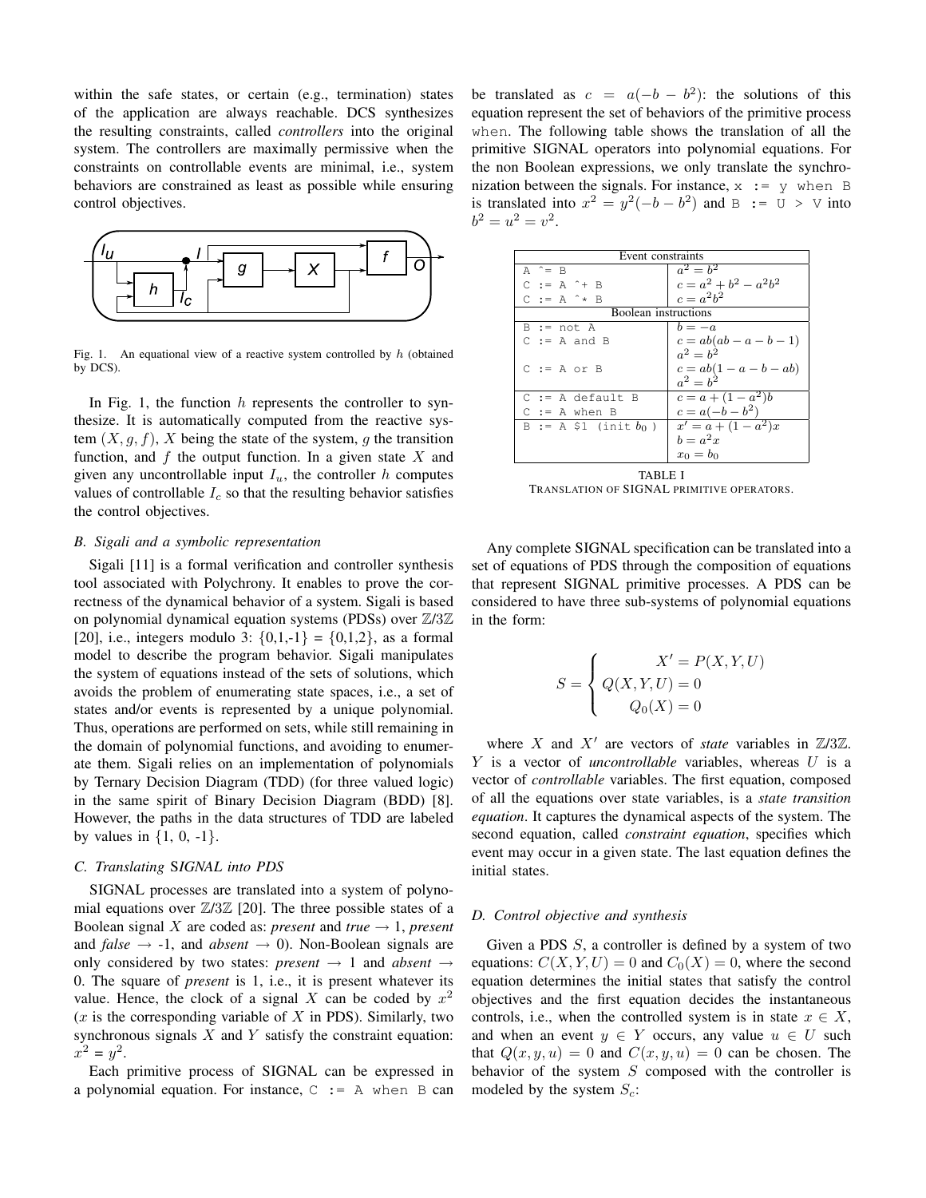within the safe states, or certain (e.g., termination) states of the application are always reachable. DCS synthesizes the resulting constraints, called *controllers* into the original system. The controllers are maximally permissive when the constraints on controllable events are minimal, i.e., system behaviors are constrained as least as possible while ensuring control objectives.

Fig. 1. An equational view of a reactive system controlled by $h$ (obtained by DCS).

In Fig. 1, the function $h$ represents the controller to synthesize. It is automatically computed from the reactive system $(X, g, f)$, $X$ being the state of the system, $g$ the transition function, and $f$ the output function. In a given state $X$ and given any uncontrollable input $I_u$, the controller $h$ computes values of controllable $I_c$ so that the resulting behavior satisfies the control objectives.

### B. Sigali and a symbolic representation

Sigali [11] is a formal verification and controller synthesis tool associated with Polychrony. It enables to prove the correctness of the dynamical behavior of a system. Sigali is based on polynomial dynamical equation systems (PDSs) over $\mathbb{Z}/3\mathbb{Z}$ [20], i.e., integers modulo 3: {0,1,-1} = {0,1,2}, as a formal model to describe the program behavior. Sigali manipulates the system of equations instead of the sets of solutions, which avoids the problem of enumerating state spaces, i.e., a set of states and/or events is represented by a unique polynomial. Thus, operations are performed on sets, while still remaining in the domain of polynomial functions, and avoiding to enumerate them. Sigali relies on an implementation of polynomials by Ternary Decision Diagram (TDD) (for three valued logic) in the same spirit of Binary Decision Diagram (BDD) [8]. However, the paths in the data structures of TDD are labeled by values in {1, 0, -1}.

### C. Translating SIGNAL into PDS

SIGNAL processes are translated into a system of polynomial equations over $\mathbb{Z}/3\mathbb{Z}$ [20]. The three possible states of a Boolean signal $X$ are coded as: *present* and *true* → 1, *present* and *false* → -1, and *absent* → 0). Non-Boolean signals are only considered by two states: *present* → 1 and *absent* → 0. The square of *present* is 1, i.e., it is present whatever its value. Hence, the clock of a signal $X$ can be coded by $x^2$ ($x$ is the corresponding variable of $X$ in PDS). Similarly, two synchronous signals $X$ and $Y$ satisfy the constraint equation: $x^2 = y^2$.

Each primitive process of SIGNAL can be expressed in a polynomial equation. For instance, `C := A when B` can be translated as $c = a(-b - b^2)$: the solutions of this equation represent the set of behaviors of the primitive process `when`. The following table shows the translation of all the primitive SIGNAL operators into polynomial equations. For the non Boolean expressions, we only translate the synchronization between the signals. For instance, `x := y when B` is translated into $x^2 = y^2(-b - b^2)$ and `B := U > V` into $b^2 = u^2 = v^2$.

| Event constraints | |
|---|---|
| `A ^= B` | $a^2 = b^2$ |
| `C := A ^+ B` | $c = a^2 + b^2 - a^2b^2$ |
| `C := A ^* B` | $c = a^2b^2$ |
| **Boolean instructions** | |
| `B := not A` | $b = -a$ |
| `C := A and B` | $c = ab(ab - a - b - 1)$<br>$a^2 = b^2$ |
| `C := A or B` | $c = ab(1 - a - b - ab)$<br>$a^2 = b^2$ |
| `C := A default B` | $c = a + (1 - a^2)b$ |
| `C := A when B` | $c = a(-b - b^2)$ |
| `B := A $1 (init b0 )` | $x' = a + (1 - a^2)x$<br>$b = a^2x$<br>$x_0 = b_0$ |

TABLE I
TRANSLATION OF SIGNAL PRIMITIVE OPERATORS.

Any complete SIGNAL specification can be translated into a set of equations of PDS through the composition of equations that represent SIGNAL primitive processes. A PDS can be considered to have three sub-systems of polynomial equations in the form:

$$S = \begin{cases} X' = P(X, Y, U) \\ Q(X, Y, U) = 0 \\ Q_0(X) = 0 \end{cases}$$

where $X$ and $X'$ are vectors of *state* variables in $\mathbb{Z}/3\mathbb{Z}$. $Y$ is a vector of *uncontrollable* variables, whereas $U$ is a vector of *controllable* variables. The first equation, composed of all the equations over state variables, is a *state transition equation*. It captures the dynamical aspects of the system. The second equation, called *constraint equation*, specifies which event may occur in a given state. The last equation defines the initial states.

### D. Control objective and synthesis

Given a PDS $S$, a controller is defined by a system of two equations: $C(X, Y, U) = 0$ and $C_0(X) = 0$, where the second equation determines the initial states that satisfy the control objectives and the first equation decides the instantaneous controls, i.e., when the controlled system is in state $x \in X$, and when an event $y \in Y$ occurs, any value $u \in U$ such that $Q(x, y, u) = 0$ and $C(x, y, u) = 0$ can be chosen. The behavior of the system $S$ composed with the controller is modeled by the system $S_c$: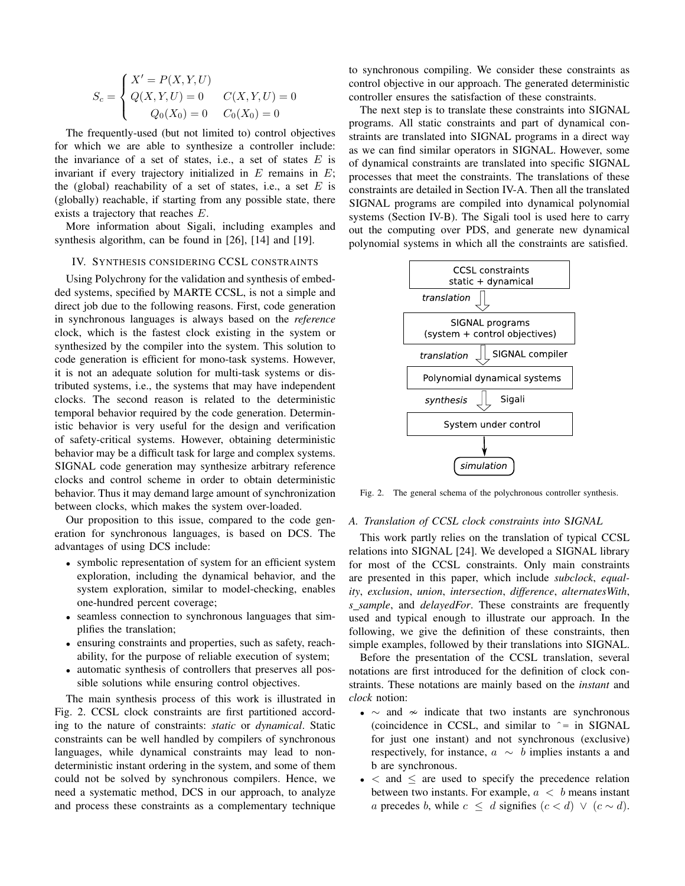$$S_c = \begin{cases} X' = P(X, Y, U) \\ Q(X, Y, U) = 0 \qquad C(X, Y, U) = 0 \\ \qquad Q_0(X_0) = 0 \qquad C_0(X_0) = 0 \end{cases}$$

The frequently-used (but not limited to) control objectives for which we are able to synthesize a controller include: the invariance of a set of states, i.e., a set of states $E$ is invariant if every trajectory initialized in $E$ remains in $E$; the (global) reachability of a set of states, i.e., a set $E$ is (globally) reachable, if starting from any possible state, there exists a trajectory that reaches $E$.

More information about Sigali, including examples and synthesis algorithm, can be found in [26], [14] and [19].

## IV. Synthesis considering CCSL constraints

Using Polychrony for the validation and synthesis of embedded systems, specified by MARTE CCSL, is not a simple and direct job due to the following reasons. First, code generation in synchronous languages is always based on the *reference* clock, which is the fastest clock existing in the system or synthesized by the compiler into the system. This solution to code generation is efficient for mono-task systems. However, it is not an adequate solution for multi-task systems or distributed systems, i.e., the systems that may have independent clocks. The second reason is related to the deterministic temporal behavior required by the code generation. Deterministic behavior is very useful for the design and verification of safety-critical systems. However, obtaining deterministic behavior may be a difficult task for large and complex systems. SIGNAL code generation may synthesize arbitrary reference clocks and control scheme in order to obtain deterministic behavior. Thus it may demand large amount of synchronization between clocks, which makes the system over-loaded.

Our proposition to this issue, compared to the code generation for synchronous languages, is based on DCS. The advantages of using DCS include:

- symbolic representation of system for an efficient system exploration, including the dynamical behavior, and the system exploration, similar to model-checking, enables one-hundred percent coverage;
- seamless connection to synchronous languages that simplifies the translation;
- ensuring constraints and properties, such as safety, reachability, for the purpose of reliable execution of system;
- automatic synthesis of controllers that preserves all possible solutions while ensuring control objectives.

The main synthesis process of this work is illustrated in Fig. 2. CCSL clock constraints are first partitioned according to the nature of constraints: *static* or *dynamical*. Static constraints can be well handled by compilers of synchronous languages, while dynamical constraints may lead to non-deterministic instant ordering in the system, and some of them could not be solved by synchronous compilers. Hence, we need a systematic method, DCS in our approach, to analyze and process these constraints as a complementary technique to synchronous compiling. We consider these constraints as control objective in our approach. The generated deterministic controller ensures the satisfaction of these constraints.

The next step is to translate these constraints into SIGNAL programs. All static constraints and part of dynamical constraints are translated into SIGNAL programs in a direct way as we can find similar operators in SIGNAL. However, some of dynamical constraints are translated into specific SIGNAL processes that meet the constraints. The translations of these constraints are detailed in Section IV-A. Then all the translated SIGNAL programs are compiled into dynamical polynomial systems (Section IV-B). The Sigali tool is used here to carry out the computing over PDS, and generate new dynamical polynomial systems in which all the constraints are satisfied.

CCSL constraints static + dynamical → translation → SIGNAL programs (system + control objectives) → translation (SIGNAL compiler) → Polynomial dynamical systems → synthesis (Sigali) → System under control → simulation

Fig. 2. The general schema of the polychronous controller synthesis.

### A. Translation of CCSL clock constraints into SIGNAL

This work partly relies on the translation of typical CCSL relations into SIGNAL [24]. We developed a SIGNAL library for most of the CCSL constraints. Only main constraints are presented in this paper, which include *subclock*, *equality*, *exclusion*, *union*, *intersection*, *difference*, *alternatesWith*, *s_sample*, and *delayedFor*. These constraints are frequently used and typical enough to illustrate our approach. In the following, we give the definition of these constraints, then simple examples, followed by their translations into SIGNAL.

Before the presentation of the CCSL translation, several notations are first introduced for the definition of clock constraints. These notations are mainly based on the *instant* and *clock* notion:

- $\sim$ and $\nsim$ indicate that two instants are synchronous (coincidence in CCSL, and similar to ^= in SIGNAL for just one instant) and not synchronous (exclusive) respectively, for instance, $a \sim b$ implies instants a and b are synchronous.
- $<$ and $\leq$ are used to specify the precedence relation between two instants. For example, $a < b$ means instant $a$ precedes $b$, while $c \leq d$ signifies $(c < d) \lor (c \sim d)$.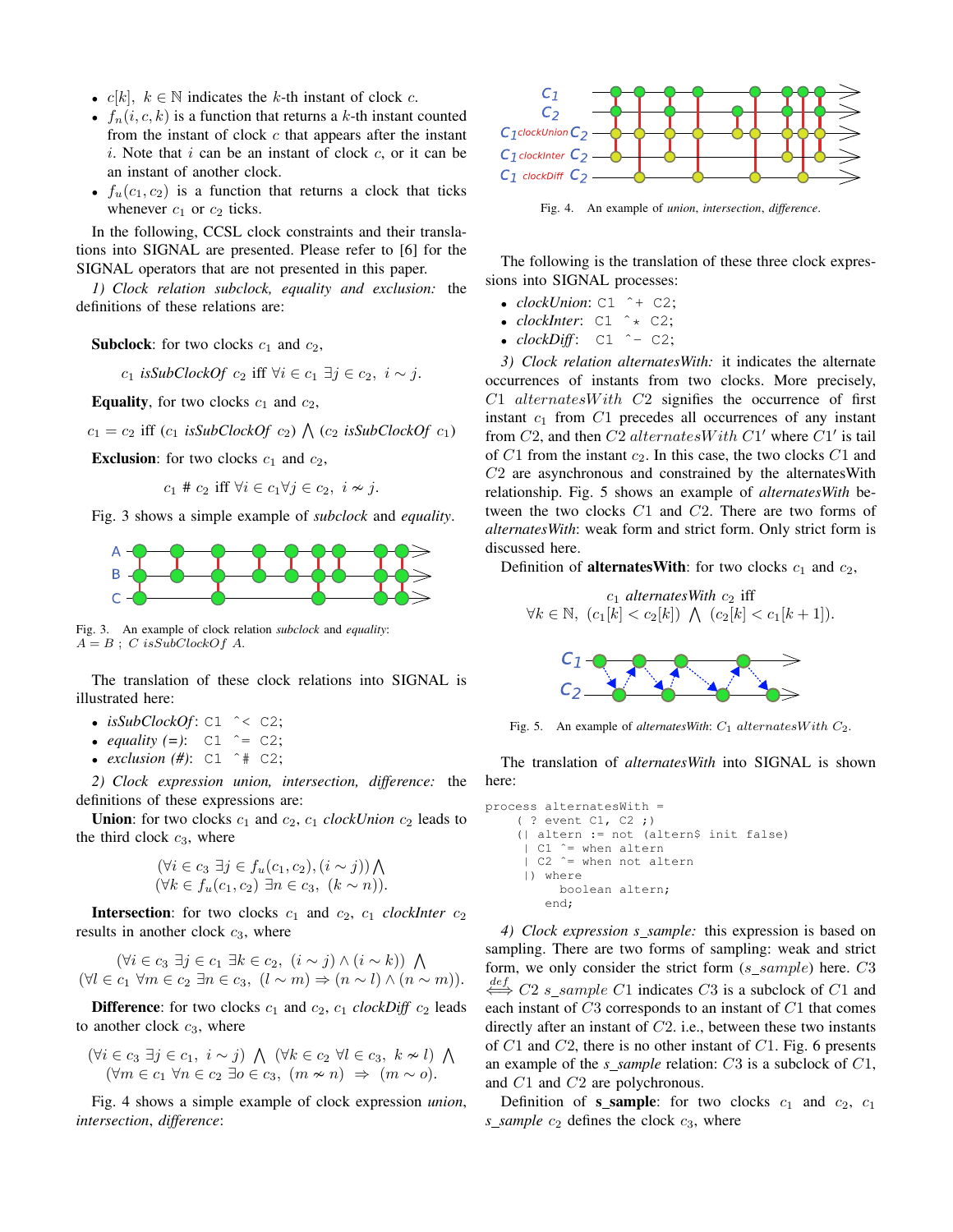- $c[k],\ k \in \mathbb{N}$ indicates the $k$-th instant of clock $c$.
- $f_n(i, c, k)$ is a function that returns a $k$-th instant counted from the instant of clock $c$ that appears after the instant $i$. Note that $i$ can be an instant of clock $c$, or it can be an instant of another clock.
- $f_u(c_1, c_2)$ is a function that returns a clock that ticks whenever $c_1$ or $c_2$ ticks.

In the following, CCSL clock constraints and their translations into SIGNAL are presented. Please refer to [6] for the SIGNAL operators that are not presented in this paper.

*1) Clock relation subclock, equality and exclusion:* the definitions of these relations are:

**Subclock**: for two clocks $c_1$ and $c_2$,

$$c_1 \textit{ isSubClockOf } c_2 \text{ iff } \forall i \in c_1\ \exists j \in c_2,\ i \sim j.$$

**Equality**, for two clocks $c_1$ and $c_2$,

$$c_1 = c_2 \text{ iff } (c_1 \textit{ isSubClockOf } c_2) \bigwedge (c_2 \textit{ isSubClockOf } c_1)$$

**Exclusion**: for two clocks $c_1$ and $c_2$,

$$c_1 \# c_2 \text{ iff } \forall i \in c_1 \forall j \in c_2,\ i \nsim j.$$

Fig. 3 shows a simple example of *subclock* and *equality*.

Fig. 3. An example of clock relation *subclock* and *equality*: $A = B$ ; $C\ isSubClockOf\ A$.

The translation of these clock relations into SIGNAL is illustrated here:

- *isSubClockOf*: `C1 ^< C2;`
- *equality (=)*: `C1 ^= C2;`
- *exclusion (#)*: `C1 ^# C2;`

*2) Clock expression union, intersection, difference:* the definitions of these expressions are:

**Union**: for two clocks $c_1$ and $c_2$, $c_1$ *clockUnion* $c_2$ leads to the third clock $c_3$, where

$$(\forall i \in c_3\ \exists j \in f_u(c_1, c_2), (i \sim j)) \bigwedge$$
$$(\forall k \in f_u(c_1, c_2)\ \exists n \in c_3,\ (k \sim n)).$$

**Intersection**: for two clocks $c_1$ and $c_2$, $c_1$ *clockInter* $c_2$ results in another clock $c_3$, where

$$(\forall i \in c_3\ \exists j \in c_1\ \exists k \in c_2,\ (i \sim j) \wedge (i \sim k)) \bigwedge$$
$$(\forall l \in c_1\ \forall m \in c_2\ \exists n \in c_3,\ (l \sim m) \Rightarrow (n \sim l) \wedge (n \sim m)).$$

**Difference**: for two clocks $c_1$ and $c_2$, $c_1$ *clockDiff* $c_2$ leads to another clock $c_3$, where

$$(\forall i \in c_3\ \exists j \in c_1,\ i \sim j) \bigwedge (\forall k \in c_2\ \forall l \in c_3,\ k \nsim l) \bigwedge$$
$$(\forall m \in c_1\ \forall n \in c_2\ \exists o \in c_3,\ (m \nsim n) \Rightarrow (m \sim o).$$

Fig. 4 shows a simple example of clock expression *union*, *intersection*, *difference*:

Fig. 4. An example of *union*, *intersection*, *difference*.

The following is the translation of these three clock expressions into SIGNAL processes:

- *clockUnion*: `C1 ^+ C2;`
- *clockInter*: `C1 ^* C2;`
- *clockDiff*: `C1 ^- C2;`

*3) Clock relation alternatesWith:* it indicates the alternate occurrences of instants from two clocks. More precisely, $C1\ alternatesWith\ C2$ signifies the occurrence of first instant $c_1$ from $C1$ precedes all occurrences of any instant from $C2$, and then $C2\ alternatesWith\ C1'$ where $C1'$ is tail of $C1$ from the instant $c_2$. In this case, the two clocks $C1$ and $C2$ are asynchronous and constrained by the alternatesWith relationship. Fig. 5 shows an example of *alternatesWith* between the two clocks $C1$ and $C2$. There are two forms of *alternatesWith*: weak form and strict form. Only strict form is discussed here.

Definition of **alternatesWith**: for two clocks $c_1$ and $c_2$,

$$c_1 \textit{ alternatesWith } c_2 \text{ iff}$$
$$\forall k \in \mathbb{N},\ (c_1[k] < c_2[k]) \bigwedge (c_2[k] < c_1[k+1]).$$

Fig. 5. An example of *alternatesWith*: $C_1\ alternatesWith\ C_2$.

The translation of *alternatesWith* into SIGNAL is shown here:

```
process alternatesWith =
    ( ? event C1, C2 ;)
    (| altern := not (altern$ init false)
     | C1 ^= when altern
     | C2 ^= when not altern
     |) where
        boolean altern;
      end;
```

*4) Clock expression s_sample:* this expression is based on sampling. There are two forms of sampling: weak and strict form, we only consider the strict form ($s\_sample$) here. $C3 \overset{def}{\Longleftrightarrow} C2\ s\_sample\ C1$ indicates $C3$ is a subclock of $C1$ and each instant of $C3$ corresponds to an instant of $C1$ that comes directly after an instant of $C2$. i.e., between these two instants of $C1$ and $C2$, there is no other instant of $C1$. Fig. 6 presents an example of the *s_sample* relation: $C3$ is a subclock of $C1$, and $C1$ and $C2$ are polychronous.

Definition of **s_sample**: for two clocks $c_1$ and $c_2$, $c_1$ *s_sample* $c_2$ defines the clock $c_3$, where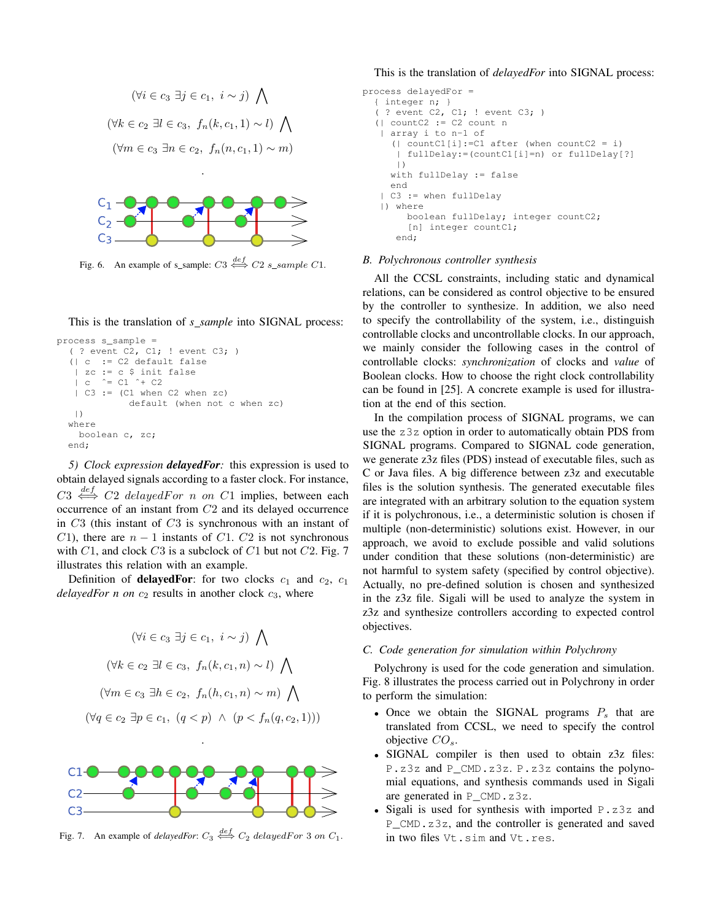$$(\forall i \in c_3 \ \exists j \in c_1, \ i \sim j) \ \bigwedge$$
$$(\forall k \in c_2 \ \exists l \in c_3, \ f_n(k, c_1, 1) \sim l) \ \bigwedge$$
$$(\forall m \in c_3 \ \exists n \in c_2, \ f_n(n, c_1, 1) \sim m)$$

.

Fig. 6. An example of s_sample: $C3 \overset{def}{\Longleftrightarrow} C2 \ s\_sample \ C1$.

This is the translation of *s_sample* into SIGNAL process:

```
process s_sample =
  ( ? event C2, C1; ! event C3; )
  (| c   := C2 default false
   | zc  := c $ init false
   | c   ^= C1 ^+ C2
   | C3  := (C1 when C2 when zc)
              default (when not c when zc)
   |)
  where
    boolean c, zc;
  end;
```

*5) Clock expression **delayedFor**:* this expression is used to obtain delayed signals according to a faster clock. For instance, $C3 \overset{def}{\Longleftrightarrow} C2 \ delayedFor \ n \ on \ C1$ implies, between each occurrence of an instant from $C2$ and its delayed occurrence in $C3$ (this instant of $C3$ is synchronous with an instant of $C1$), there are $n-1$ instants of $C1$. $C2$ is not synchronous with $C1$, and clock $C3$ is a subclock of $C1$ but not $C2$. Fig. 7 illustrates this relation with an example.

Definition of **delayedFor**: for two clocks $c_1$ and $c_2$, $c_1$ *delayedFor n on* $c_2$ results in another clock $c_3$, where

$$(\forall i \in c_3 \ \exists j \in c_1, \ i \sim j) \ \bigwedge$$
$$(\forall k \in c_2 \ \exists l \in c_3, \ f_n(k, c_1, n) \sim l) \ \bigwedge$$
$$(\forall m \in c_3 \ \exists h \in c_2, \ f_n(h, c_1, n) \sim m) \ \bigwedge$$
$$(\forall q \in c_2 \ \exists p \in c_1, \ (q < p) \ \wedge \ (p < f_n(q, c_2, 1)))$$

.

Fig. 7. An example of *delayedFor*: $C_3 \overset{def}{\Longleftrightarrow} C_2 \ delayedFor \ 3 \ on \ C_1$.

This is the translation of *delayedFor* into SIGNAL process:

```
process delayedFor =
  { integer n; }
  ( ? event C2, C1; ! event C3; )
  (| countC2 := C2 count n
   | array i to n-1 of
      (| countC1[i]:=C1 after (when countC2 = i)
       | fullDelay:=(countC1[i]=n) or fullDelay[?]
       |)
      with fullDelay := false
      end
   | C3 := when fullDelay
   |) where
        boolean fullDelay; integer countC2;
        [n] integer countC1;
      end;
```

## B. Polychronous controller synthesis

All the CCSL constraints, including static and dynamical relations, can be considered as control objective to be ensured by the controller to synthesize. In addition, we also need to specify the controllability of the system, i.e., distinguish controllable clocks and uncontrollable clocks. In our approach, we mainly consider the following cases in the control of controllable clocks: *synchronization* of clocks and *value* of Boolean clocks. How to choose the right clock controllability can be found in [25]. A concrete example is used for illustration at the end of this section.

In the compilation process of SIGNAL programs, we can use the `z3z` option in order to automatically obtain PDS from SIGNAL programs. Compared to SIGNAL code generation, we generate z3z files (PDS) instead of executable files, such as C or Java files. A big difference between z3z and executable files is the solution synthesis. The generated executable files are integrated with an arbitrary solution to the equation system if it is polychronous, i.e., a deterministic solution is chosen if multiple (non-deterministic) solutions exist. However, in our approach, we avoid to exclude possible and valid solutions under condition that these solutions (non-deterministic) are not harmful to system safety (specified by control objective). Actually, no pre-defined solution is chosen and synthesized in the z3z file. Sigali will be used to analyze the system in z3z and synthesize controllers according to expected control objectives.

## C. Code generation for simulation within Polychrony

Polychrony is used for the code generation and simulation. Fig. 8 illustrates the process carried out in Polychrony in order to perform the simulation:

- Once we obtain the SIGNAL programs $P_s$ that are translated from CCSL, we need to specify the control objective $CO_s$.
- SIGNAL compiler is then used to obtain z3z files: `P.z3z` and `P_CMD.z3z`. `P.z3z` contains the polynomial equations, and synthesis commands used in Sigali are generated in `P_CMD.z3z`.
- Sigali is used for synthesis with imported `P.z3z` and `P_CMD.z3z`, and the controller is generated and saved in two files `Vt.sim` and `Vt.res`.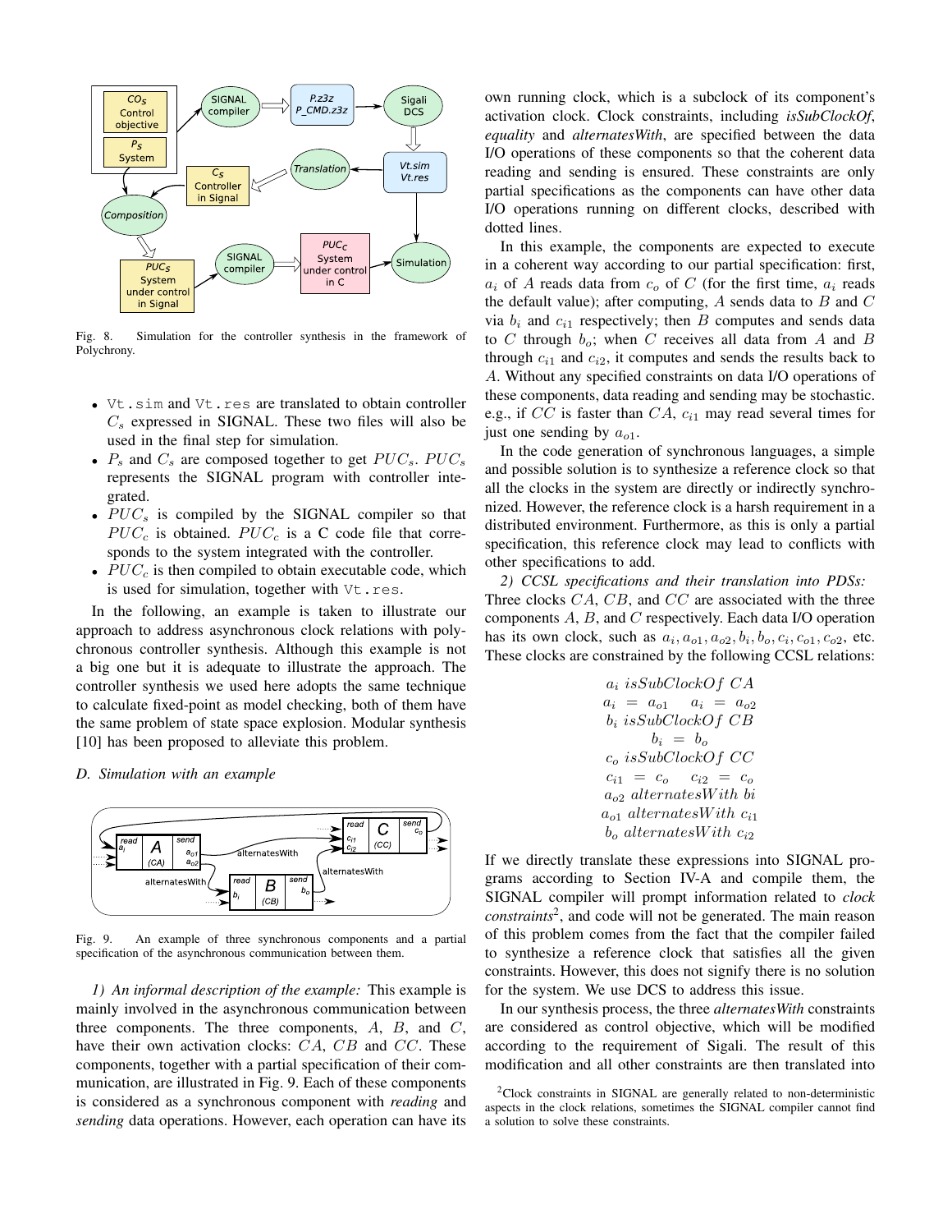Fig. 8. Simulation for the controller synthesis in the framework of Polychrony.

- `Vt.sim` and `Vt.res` are translated to obtain controller $C_s$ expressed in SIGNAL. These two files will also be used in the final step for simulation.
- $P_s$ and $C_s$ are composed together to get $PUC_s$. $PUC_s$ represents the SIGNAL program with controller integrated.
- $PUC_s$ is compiled by the SIGNAL compiler so that $PUC_c$ is obtained. $PUC_c$ is a C code file that corresponds to the system integrated with the controller.
- $PUC_c$ is then compiled to obtain executable code, which is used for simulation, together with `Vt.res`.

In the following, an example is taken to illustrate our approach to address asynchronous clock relations with polychronous controller synthesis. Although this example is not a big one but it is adequate to illustrate the approach. The controller synthesis we used here adopts the same technique to calculate fixed-point as model checking, both of them have the same problem of state space explosion. Modular synthesis [10] has been proposed to alleviate this problem.

### D. Simulation with an example

Fig. 9. An example of three synchronous components and a partial specification of the asynchronous communication between them.

*1) An informal description of the example:* This example is mainly involved in the asynchronous communication between three components. The three components, $A$, $B$, and $C$, have their own activation clocks: $CA$, $CB$ and $CC$. These components, together with a partial specification of their communication, are illustrated in Fig. 9. Each of these components is considered as a synchronous component with *reading* and *sending* data operations. However, each operation can have its own running clock, which is a subclock of its component's activation clock. Clock constraints, including *isSubClockOf*, *equality* and *alternatesWith*, are specified between the data I/O operations of these components so that the coherent data reading and sending is ensured. These constraints are only partial specifications as the components can have other data I/O operations running on different clocks, described with dotted lines.

In this example, the components are expected to execute in a coherent way according to our partial specification: first, $a_i$ of $A$ reads data from $c_o$ of $C$ (for the first time, $a_i$ reads the default value); after computing, $A$ sends data to $B$ and $C$ via $b_i$ and $c_{i1}$ respectively; then $B$ computes and sends data to $C$ through $b_o$; when $C$ receives all data from $A$ and $B$ through $c_{i1}$ and $c_{i2}$, it computes and sends the results back to $A$. Without any specified constraints on data I/O operations of these components, data reading and sending may be stochastic. e.g., if $CC$ is faster than $CA$, $c_{i1}$ may read several times for just one sending by $a_{o1}$.

In the code generation of synchronous languages, a simple and possible solution is to synthesize a reference clock so that all the clocks in the system are directly or indirectly synchronized. However, the reference clock is a harsh requirement in a distributed environment. Furthermore, as this is only a partial specification, this reference clock may lead to conflicts with other specifications to add.

*2) CCSL specifications and their translation into PDSs:* Three clocks $CA$, $CB$, and $CC$ are associated with the three components $A$, $B$, and $C$ respectively. Each data I/O operation has its own clock, such as $a_i, a_{o1}, a_{o2}, b_i, b_o, c_i, c_{o1}, c_{o2}$, etc. These clocks are constrained by the following CCSL relations:

$$
\begin{gathered}
a_i \ isSubClockOf \ CA \\
a_i \ = \ a_{o1} \quad a_i \ = \ a_{o2} \\
b_i \ isSubClockOf \ CB \\
b_i \ = \ b_o \\
c_o \ isSubClockOf \ CC \\
c_{i1} \ = \ c_o \quad c_{i2} \ = \ c_o \\
a_{o2} \ alternatesWith \ bi \\
a_{o1} \ alternatesWith \ c_{i1} \\
b_o \ alternatesWith \ c_{i2}
\end{gathered}
$$

If we directly translate these expressions into SIGNAL programs according to Section IV-A and compile them, the SIGNAL compiler will prompt information related to *clock constraints*[2], and code will not be generated. The main reason of this problem comes from the fact that the compiler failed to synthesize a reference clock that satisfies all the given constraints. However, this does not signify there is no solution for the system. We use DCS to address this issue.

In our synthesis process, the three *alternatesWith* constraints are considered as control objective, which will be modified according to the requirement of Sigali. The result of this modification and all other constraints are then translated into

[2]Clock constraints in SIGNAL are generally related to non-deterministic aspects in the clock relations, sometimes the SIGNAL compiler cannot find a solution to solve these constraints.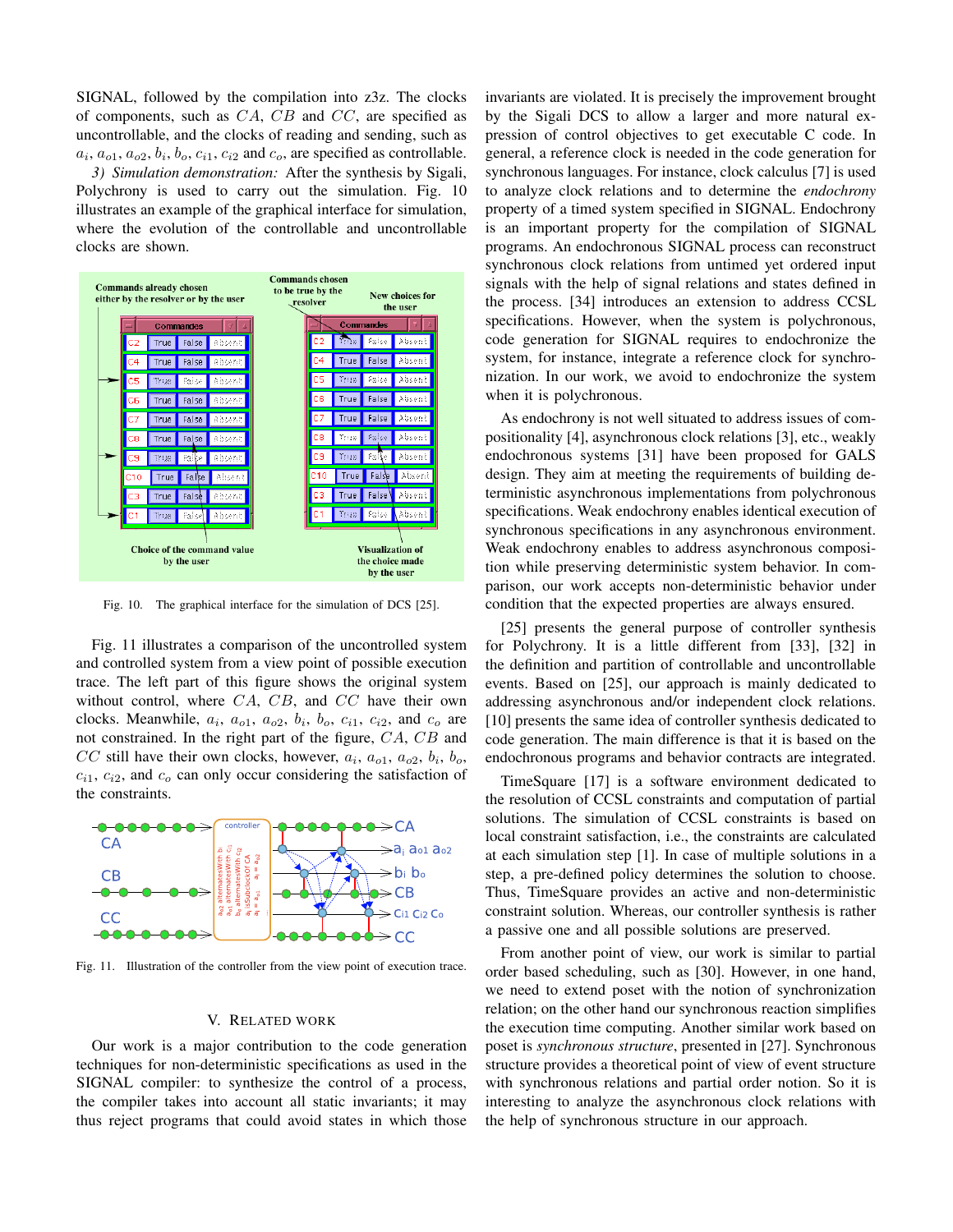SIGNAL, followed by the compilation into z3z. The clocks of components, such as $CA$, $CB$ and $CC$, are specified as uncontrollable, and the clocks of reading and sending, such as $a_i$, $a_{o1}$, $a_{o2}$, $b_i$, $b_o$, $c_{i1}$, $c_{i2}$ and $c_o$, are specified as controllable.

*3) Simulation demonstration:* After the synthesis by Sigali, Polychrony is used to carry out the simulation. Fig. 10 illustrates an example of the graphical interface for simulation, where the evolution of the controllable and uncontrollable clocks are shown.

Fig. 10. The graphical interface for the simulation of DCS [25].

Fig. 11 illustrates a comparison of the uncontrolled system and controlled system from a view point of possible execution trace. The left part of this figure shows the original system without control, where $CA$, $CB$, and $CC$ have their own clocks. Meanwhile, $a_i$, $a_{o1}$, $a_{o2}$, $b_i$, $b_o$, $c_{i1}$, $c_{i2}$, and $c_o$ are not constrained. In the right part of the figure, $CA$, $CB$ and $CC$ still have their own clocks, however, $a_i$, $a_{o1}$, $a_{o2}$, $b_i$, $b_o$, $c_{i1}$, $c_{i2}$, and $c_o$ can only occur considering the satisfaction of the constraints.

Fig. 11. Illustration of the controller from the view point of execution trace.

## V. Related Work

Our work is a major contribution to the code generation techniques for non-deterministic specifications as used in the SIGNAL compiler: to synthesize the control of a process, the compiler takes into account all static invariants; it may thus reject programs that could avoid states in which those invariants are violated. It is precisely the improvement brought by the Sigali DCS to allow a larger and more natural expression of control objectives to get executable C code. In general, a reference clock is needed in the code generation for synchronous languages. For instance, clock calculus [7] is used to analyze clock relations and to determine the *endochrony* property of a timed system specified in SIGNAL. Endochrony is an important property for the compilation of SIGNAL programs. An endochronous SIGNAL process can reconstruct synchronous clock relations from untimed yet ordered input signals with the help of signal relations and states defined in the process. [34] introduces an extension to address CCSL specifications. However, when the system is polychronous, code generation for SIGNAL requires to endochronize the system, for instance, integrate a reference clock for synchronization. In our work, we avoid to endochronize the system when it is polychronous.

As endochrony is not well situated to address issues of compositionality [4], asynchronous clock relations [3], etc., weakly endochronous systems [31] have been proposed for GALS design. They aim at meeting the requirements of building deterministic asynchronous implementations from polychronous specifications. Weak endochrony enables identical execution of synchronous specifications in any asynchronous environment. Weak endochrony enables to address asynchronous composition while preserving deterministic system behavior. In comparison, our work accepts non-deterministic behavior under condition that the expected properties are always ensured.

[25] presents the general purpose of controller synthesis for Polychrony. It is a little different from [33], [32] in the definition and partition of controllable and uncontrollable events. Based on [25], our approach is mainly dedicated to addressing asynchronous and/or independent clock relations. [10] presents the same idea of controller synthesis dedicated to code generation. The main difference is that it is based on the endochronous programs and behavior contracts are integrated.

TimeSquare [17] is a software environment dedicated to the resolution of CCSL constraints and computation of partial solutions. The simulation of CCSL constraints is based on local constraint satisfaction, i.e., the constraints are calculated at each simulation step [1]. In case of multiple solutions in a step, a pre-defined policy determines the solution to choose. Thus, TimeSquare provides an active and non-deterministic constraint solution. Whereas, our controller synthesis is rather a passive one and all possible solutions are preserved.

From another point of view, our work is similar to partial order based scheduling, such as [30]. However, in one hand, we need to extend poset with the notion of synchronization relation; on the other hand our synchronous reaction simplifies the execution time computing. Another similar work based on poset is *synchronous structure*, presented in [27]. Synchronous structure provides a theoretical point of view of event structure with synchronous relations and partial order notion. So it is interesting to analyze the asynchronous clock relations with the help of synchronous structure in our approach.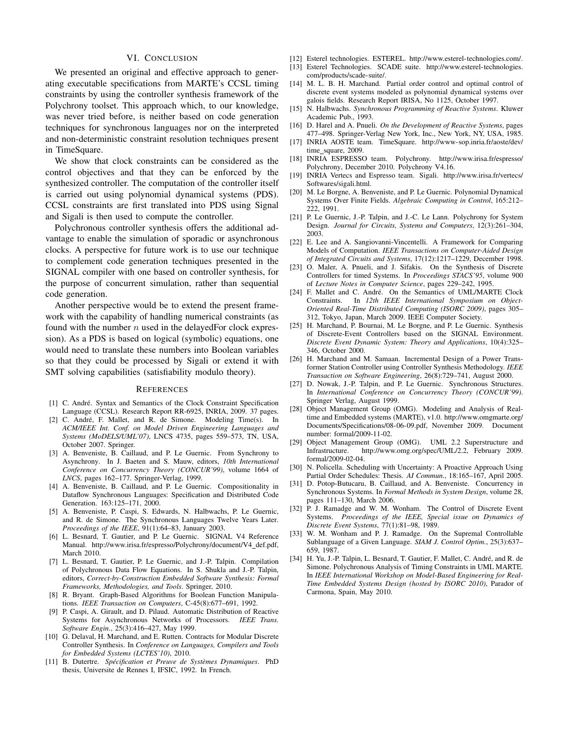## VI. Conclusion

We presented an original and effective approach to generating executable specifications from MARTE's CCSL timing constraints by using the controller synthesis framework of the Polychrony toolset. This approach which, to our knowledge, was never tried before, is neither based on code generation techniques for synchronous languages nor on the interpreted and non-deterministic constraint resolution techniques present in TimeSquare.

We show that clock constraints can be considered as the control objectives and that they can be enforced by the synthesized controller. The computation of the controller itself is carried out using polynomial dynamical systems (PDS). CCSL constraints are first translated into PDS using Signal and Sigali is then used to compute the controller.

Polychronous controller synthesis offers the additional advantage to enable the simulation of sporadic or asynchronous clocks. A perspective for future work is to use our technique to complement code generation techniques presented in the SIGNAL compiler with one based on controller synthesis, for the purpose of concurrent simulation, rather than sequential code generation.

Another perspective would be to extend the present framework with the capability of handling numerical constraints (as found with the number $n$ used in the delayedFor clock expression). As a PDS is based on logical (symbolic) equations, one would need to translate these numbers into Boolean variables so that they could be processed by Sigali or extend it with SMT solving capabilities (satisfiability modulo theory).

## References

[1] C. André. Syntax and Semantics of the Clock Constraint Specification Language (CCSL). Research Report RR-6925, INRIA, 2009. 37 pages.

[2] C. André, F. Mallet, and R. de Simone. Modeling Time(s). In *ACM/IEEE Int. Conf. on Model Driven Engineering Languages and Systems (MoDELS/UML'07)*, LNCS 4735, pages 559–573, TN, USA, October 2007. Springer.

[3] A. Benveniste, B. Caillaud, and P. Le Guernic. From Synchrony to Asynchrony. In J. Baeten and S. Mauw, editors, *10th International Conference on Concurrency Theory (CONCUR'99)*, volume 1664 of *LNCS*, pages 162–177. Springer-Verlag, 1999.

[4] A. Benveniste, B. Caillaud, and P. Le Guernic. Compositionality in Dataflow Synchronous Languages: Specification and Distributed Code Generation. 163:125–171, 2000.

[5] A. Benveniste, P. Caspi, S. Edwards, N. Halbwachs, P. Le Guernic, and R. de Simone. The Synchronous Languages Twelve Years Later. *Proceedings of the IEEE*, 91(1):64–83, January 2003.

[6] L. Besnard, T. Gautier, and P. Le Guernic. SIGNAL V4 Reference Manual. http://www.irisa.fr/espresso/Polychrony/document/V4_def.pdf, March 2010.

[7] L. Besnard, T. Gautier, P. Le Guernic, and J.-P. Talpin. Compilation of Polychronous Data Flow Equations. In S. Shukla and J.-P. Talpin, editors, *Correct-by-Construction Embedded Software Synthesis: Formal Frameworks, Methodologies, and Tools*. Springer, 2010.

[8] R. Bryant. Graph-Based Algorithms for Boolean Function Manipulations. *IEEE Transaction on Computers*, C-45(8):677–691, 1992.

[9] P. Caspi, A. Girault, and D. Pilaud. Automatic Distribution of Reactive Systems for Asynchronous Networks of Processors. *IEEE Trans. Software Engin.*, 25(3):416–427, May 1999.

[10] G. Delaval, H. Marchand, and E. Rutten. Contracts for Modular Discrete Controller Synthesis. In *Conference on Languages, Compilers and Tools for Embedded Systems (LCTES'10)*, 2010.

[11] B. Dutertre. *Spécification et Preuve de Systèmes Dynamiques*. PhD thesis, Universite de Rennes I, IFSIC, 1992. In French.

[12] Esterel technologies. ESTEREL. http://www.esterel-technologies.com/.

[13] Esterel Technologies. SCADE suite. http://www.esterel-technologies.com/products/scade-suite/.

[14] M. L. B. H. Marchand. Partial order control and optimal control of discrete event systems modeled as polynomial dynamical systems over galois fields. Research Report IRISA, No 1125, October 1997.

[15] N. Halbwachs. *Synchronous Programming of Reactive Systems*. Kluwer Academic Pub., 1993.

[16] D. Harel and A. Pnueli. *On the Development of Reactive Systems*, pages 477–498. Springer-Verlag New York, Inc., New York, NY, USA, 1985.

[17] INRIA AOSTE team. TimeSquare. http://www-sop.inria.fr/aoste/dev/time_square, 2009.

[18] INRIA ESPRESSO team. Polychrony. http://www.irisa.fr/espresso/Polychrony, December 2010. Polychrony V4.16.

[19] INRIA Vertecs and Espresso team. Sigali. http://www.irisa.fr/vertecs/Softwares/sigali.html.

[20] M. Le Borgne, A. Benveniste, and P. Le Guernic. Polynomial Dynamical Systems Over Finite Fields. *Algebraic Computing in Control*, 165:212–222, 1991.

[21] P. Le Guernic, J.-P. Talpin, and J.-C. Le Lann. Polychrony for System Design. *Journal for Circuits, Systems and Computers*, 12(3):261–304, 2003.

[22] E. Lee and A. Sangiovanni-Vincentelli. A Framework for Comparing Models of Computation. *IEEE Transactions on Computer-Aided Design of Integrated Circuits and Systems*, 17(12):1217–1229, December 1998.

[23] O. Maler, A. Pnueli, and J. Sifakis. On the Synthesis of Discrete Controllers for timed Systems. In *Proceedings STACS'95*, volume 900 of *Lecture Notes in Computer Science*, pages 229–242, 1995.

[24] F. Mallet and C. André. On the Semantics of UML/MARTE Clock Constraints. In *12th IEEE International Symposium on Object-Oriented Real-Time Distributed Computing (ISORC 2009)*, pages 305–312, Tokyo, Japan, March 2009. IEEE Computer Society.

[25] H. Marchand, P. Bournai, M. Le Borgne, and P. Le Guernic. Synthesis of Discrete-Event Controllers based on the SIGNAL Environment. *Discrete Event Dynamic System: Theory and Applications*, 10(4):325–346, October 2000.

[26] H. Marchand and M. Samaan. Incremental Design of a Power Transformer Station Controller using Controller Synthesis Methodology. *IEEE Transaction on Software Engineering*, 26(8):729–741, August 2000.

[27] D. Nowak, J.-P. Talpin, and P. Le Guernic. Synchronous Structures. In *International Conference on Concurrency Theory (CONCUR'99)*. Springer Verlag, August 1999.

[28] Object Management Group (OMG). Modeling and Analysis of Real-time and Embedded systems (MARTE), v1.0. http://www.omgmarte.org/Documents/Specifications/08-06-09.pdf, November 2009. Document number: formal/2009-11-02.

[29] Object Management Group (OMG). UML 2.2 Superstructure and Infrastructure. http://www.omg.org/spec/UML/2.2, February 2009. formal/2009-02-04.

[30] N. Policella. Scheduling with Uncertainty: A Proactive Approach Using Partial Order Schedules: Thesis. *AI Commun.*, 18:165–167, April 2005.

[31] D. Potop-Butucaru, B. Caillaud, and A. Benveniste. Concurrency in Synchronous Systems. In *Formal Methods in System Design*, volume 28, pages 111–130, March 2006.

[32] P. J. Ramadge and W. M. Wonham. The Control of Discrete Event Systems. *Proceedings of the IEEE, Special issue on Dynamics of Discrete Event Systems*, 77(1):81–98, 1989.

[33] W. M. Wonham and P. J. Ramadge. On the Supremal Controllable Sublanguage of a Given Language. *SIAM J. Control Optim.*, 25(3):637–659, 1987.

[34] H. Yu, J.-P. Talpin, L. Besnard, T. Gautier, F. Mallet, C. André, and R. de Simone. Polychronous Analysis of Timing Constraints in UML MARTE. In *IEEE International Workshop on Model-Based Engineering for Real-Time Embedded Systems Design (hosted by ISORC 2010)*, Parador of Carmona, Spain, May 2010.